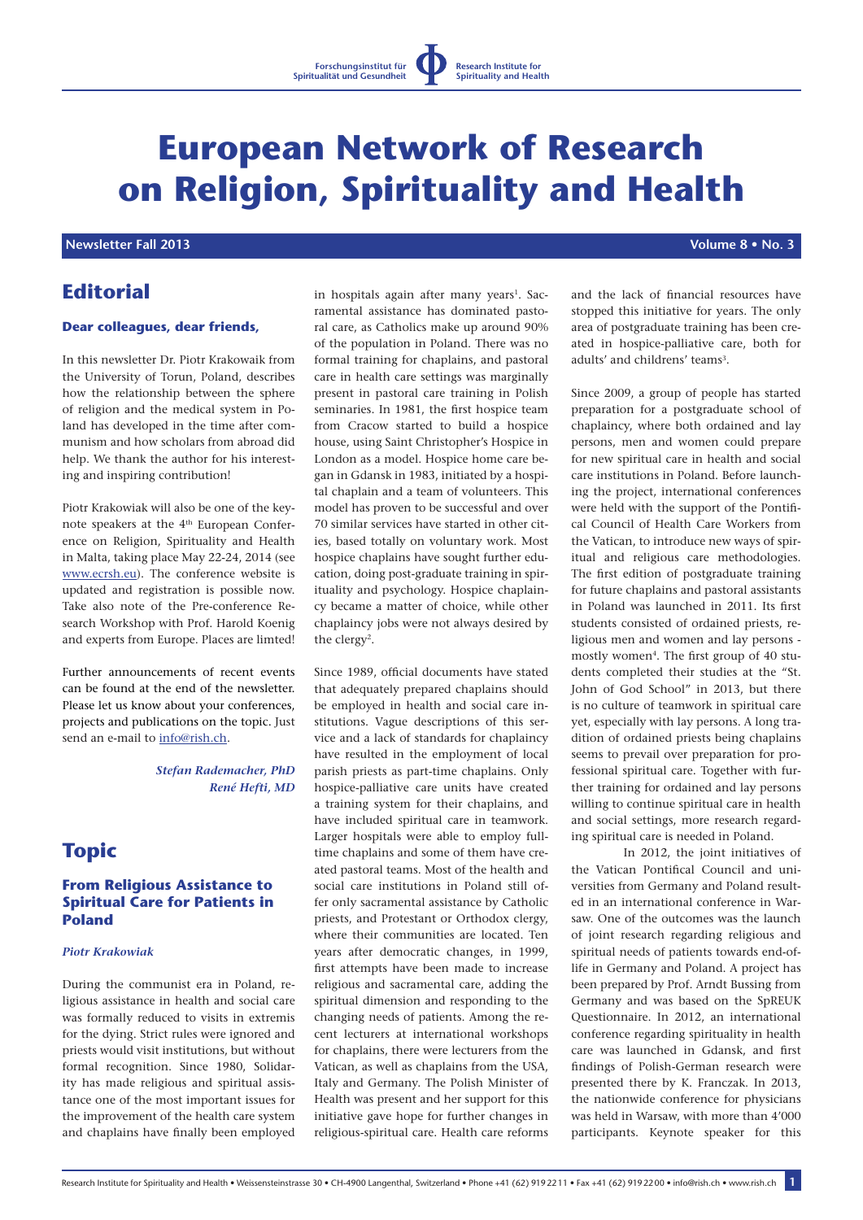Forschungsinstitut für Spiritualität und Gesundheit

Research Institute for Spirituality and Health

# European Network of Research on Religion, Spirituality and Health

**Newsletter Fall 2013** — **Volume 8 • No. 3**

## Editorial

### Dear colleagues, dear friends,

In this newsletter Dr. Piotr Krakowaik from the University of Torun, Poland, describes how the relationship between the sphere of religion and the medical system in Poland has developed in the time after communism and how scholars from abroad did help. We thank the author for his interesting and inspiring contribution!

Piotr Krakowiak will also be one of the keynote speakers at the 4[th] European Conference on Religion, Spirituality and Health in Malta, taking place May 22-24, 2014 (see www.ecrsh.eu). The conference website is updated and registration is possible now. Take also note of the Pre-conference Research Workshop with Prof. Harold Koenig and experts from Europe. Places are limted!

Further announcements of recent events can be found at the end of the newsletter. Please let us know about your conferences, projects and publications on the topic. Just send an e-mail to info@rish.ch.

*Stefan Rademacher, PhD*
*René Hefti, MD*

## Topic

### From Religious Assistance to Spiritual Care for Patients in Poland

*Piotr Krakowiak*

During the communist era in Poland, religious assistance in health and social care was formally reduced to visits in extremis for the dying. Strict rules were ignored and priests would visit institutions, but without formal recognition. Since 1980, Solidarity has made religious and spiritual assistance one of the most important issues for the improvement of the health care system and chaplains have finally been employed in hospitals again after many years[1]. Sacramental assistance has dominated pastoral care, as Catholics make up around 90% of the population in Poland. There was no formal training for chaplains, and pastoral care in health care settings was marginally present in pastoral care training in Polish seminaries. In 1981, the first hospice team from Cracow started to build a hospice house, using Saint Christopher's Hospice in London as a model. Hospice home care began in Gdansk in 1983, initiated by a hospital chaplain and a team of volunteers. This model has proven to be successful and over 70 similar services have started in other cities, based totally on voluntary work. Most hospice chaplains have sought further education, doing post-graduate training in spirituality and psychology. Hospice chaplaincy became a matter of choice, while other chaplaincy jobs were not always desired by the clergy[2].

Since 1989, official documents have stated that adequately prepared chaplains should be employed in health and social care institutions. Vague descriptions of this service and a lack of standards for chaplaincy have resulted in the employment of local parish priests as part-time chaplains. Only hospice-palliative care units have created a training system for their chaplains, and have included spiritual care in teamwork. Larger hospitals were able to employ full-time chaplains and some of them have created pastoral teams. Most of the health and social care institutions in Poland still offer only sacramental assistance by Catholic priests, and Protestant or Orthodox clergy, where their communities are located. Ten years after democratic changes, in 1999, first attempts have been made to increase religious and sacramental care, adding the spiritual dimension and responding to the changing needs of patients. Among the recent lecturers at international workshops for chaplains, there were lecturers from the Vatican, as well as chaplains from the USA, Italy and Germany. The Polish Minister of Health was present and her support for this initiative gave hope for further changes in religious-spiritual care. Health care reforms and the lack of financial resources have stopped this initiative for years. The only area of postgraduate training has been created in hospice-palliative care, both for adults' and childrens' teams[3].

Since 2009, a group of people has started preparation for a postgraduate school of chaplaincy, where both ordained and lay persons, men and women could prepare for new spiritual care in health and social care institutions in Poland. Before launching the project, international conferences were held with the support of the Pontifical Council of Health Care Workers from the Vatican, to introduce new ways of spiritual and religious care methodologies. The first edition of postgraduate training for future chaplains and pastoral assistants in Poland was launched in 2011. Its first students consisted of ordained priests, religious men and women and lay persons - mostly women[4]. The first group of 40 students completed their studies at the "St. John of God School" in 2013, but there is no culture of teamwork in spiritual care yet, especially with lay persons. A long tradition of ordained priests being chaplains seems to prevail over preparation for professional spiritual care. Together with further training for ordained and lay persons willing to continue spiritual care in health and social settings, more research regarding spiritual care is needed in Poland.

In 2012, the joint initiatives of the Vatican Pontifical Council and universities from Germany and Poland resulted in an international conference in Warsaw. One of the outcomes was the launch of joint research regarding religious and spiritual needs of patients towards end-of-life in Germany and Poland. A project has been prepared by Prof. Arndt Bussing from Germany and was based on the SpREUK Questionnaire. In 2012, an international conference regarding spirituality in health care was launched in Gdansk, and first findings of Polish-German research were presented there by K. Franczak. In 2013, the nationwide conference for physicians was held in Warsaw, with more than 4'000 participants. Keynote speaker for this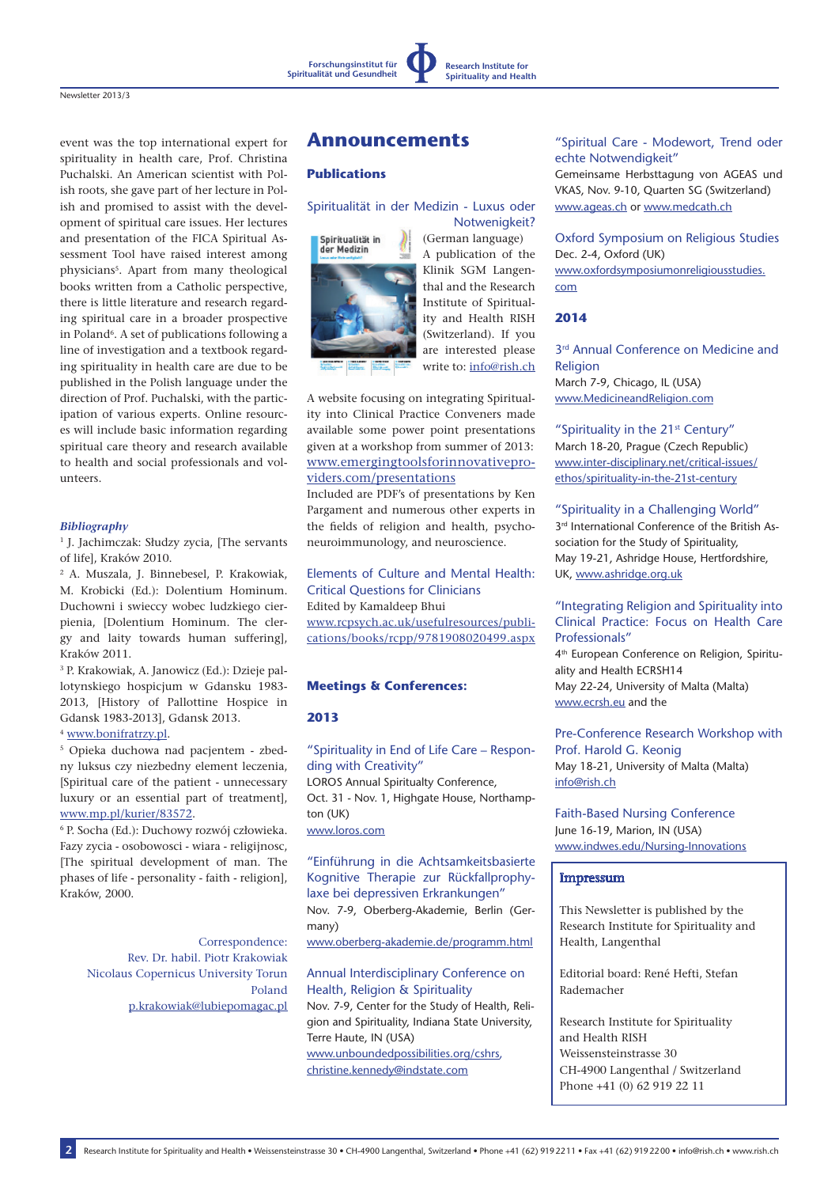event was the top international expert for spirituality in health care, Prof. Christina Puchalski. An American scientist with Polish roots, she gave part of her lecture in Polish and promised to assist with the development of spiritual care issues. Her lectures and presentation of the FICA Spiritual Assessment Tool have raised interest among physicians[5]. Apart from many theological books written from a Catholic perspective, there is little literature and research regarding spiritual care in a broader prospective in Poland[6]. A set of publications following a line of investigation and a textbook regarding spirituality in health care are due to be published in the Polish language under the direction of Prof. Puchalski, with the participation of various experts. Online resources will include basic information regarding spiritual care theory and research available to health and social professionals and volunteers.

### *Bibliography*

[1] J. Jachimczak: Słudzy zycia, [The servants of life], Kraków 2010.

[2] A. Muszala, J. Binnebesel, P. Krakowiak, M. Krobicki (Ed.): Dolentium Hominum. Duchowni i swieccy wobec ludzkiego cierpienia, [Dolentium Hominum. The clergy and laity towards human suffering], Kraków 2011.

[3] P. Krakowiak, A. Janowicz (Ed.): Dzieje pallotynskiego hospicjum w Gdansku 1983-2013, [History of Pallottine Hospice in Gdansk 1983-2013], Gdansk 2013.

[4] www.bonifratrzy.pl.

[5] Opieka duchowa nad pacjentem - zbedny luksus czy niezbedny element leczenia, [Spiritual care of the patient - unnecessary luxury or an essential part of treatment], www.mp.pl/kurier/83572.

[6] P. Socha (Ed.): Duchowy rozwój człowieka. Fazy zycia - osobowosci - wiara - religijnosc, [The spiritual development of man. The phases of life - personality - faith - religion], Kraków, 2000.

Correspondence:
Rev. Dr. habil. Piotr Krakowiak
Nicolaus Copernicus University Torun
Poland
p.krakowiak@lubiepomagac.pl

# Announcements

## Publications

### Spiritualität in der Medizin - Luxus oder Notwenigkeit?

(German language)
A publication of the Klinik SGM Langenthal and the Research Institute of Spirituality and Health RISH (Switzerland). If you are interested please write to: info@rish.ch

A website focusing on integrating Spirituality into Clinical Practice Conveners made available some power point presentations given at a workshop from summer of 2013: www.emergingtoolsforinnovativeproviders.com/presentations
Included are PDF's of presentations by Ken Pargament and numerous other experts in the fields of religion and health, psychoneuroimmunology, and neuroscience.

### Elements of Culture and Mental Health: Critical Questions for Clinicians

Edited by Kamaldeep Bhui
www.rcpsych.ac.uk/usefulresources/publications/books/rcpp/9781908020499.aspx

## Meetings & Conferences:

## 2013

### "Spirituality in End of Life Care – Responding with Creativity"

LOROS Annual Spirituality Conference,
Oct. 31 - Nov. 1, Highgate House, Northampton (UK)
www.loros.com

### "Einführung in die Achtsamkeitsbasierte Kognitive Therapie zur Rückfallprophylaxe bei depressiven Erkrankungen"

Nov. 7-9, Oberberg-Akademie, Berlin (Germany)
www.oberberg-akademie.de/programm.html

### Annual Interdisciplinary Conference on Health, Religion & Spirituality

Nov. 7-9, Center for the Study of Health, Religion and Spirituality, Indiana State University, Terre Haute, IN (USA)
www.unboundedpossibilities.org/cshrs, christine.kennedy@indstate.com

### "Spiritual Care - Modewort, Trend oder echte Notwendigkeit"

Gemeinsame Herbsttagung von AGEAS und VKAS, Nov. 9-10, Quarten SG (Switzerland)
www.ageas.ch or www.medcath.ch

### Oxford Symposium on Religious Studies

Dec. 2-4, Oxford (UK)
www.oxfordsymposiumonreligiousstudies.com

## 2014

### 3rd Annual Conference on Medicine and Religion

March 7-9, Chicago, IL (USA)
www.MedicineandReligion.com

### "Spirituality in the 21st Century"

March 18-20, Prague (Czech Republic)
www.inter-disciplinary.net/critical-issues/ethos/spirituality-in-the-21st-century

### "Spirituality in a Challenging World"

3rd International Conference of the British Association for the Study of Spirituality,
May 19-21, Ashridge House, Hertfordshire, UK, www.ashridge.org.uk

### "Integrating Religion and Spirituality into Clinical Practice: Focus on Health Care Professionals"

4th European Conference on Religion, Spirituality and Health ECRSH14
May 22-24, University of Malta (Malta)
www.ecrsh.eu and the

### Pre-Conference Research Workshop with Prof. Harold G. Keonig

May 18-21, University of Malta (Malta)
info@rish.ch

### Faith-Based Nursing Conference

June 16-19, Marion, IN (USA)
www.indwes.edu/Nursing-Innovations

## Impressum

This Newsletter is published by the Research Institute for Spirituality and Health, Langenthal

Editorial board: René Hefti, Stefan Rademacher

Research Institute for Spirituality and Health RISH
Weissensteinstrasse 30
CH-4900 Langenthal / Switzerland
Phone +41 (0) 62 919 22 11